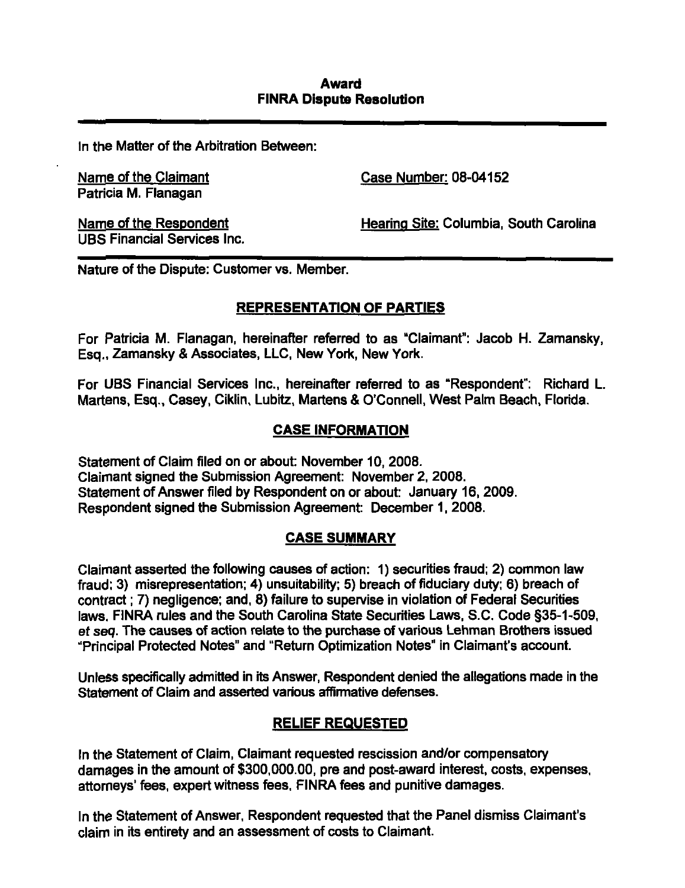# Award
## FINRA Dispute Resolution

In the Matter of the Arbitration Between:

| | |
|---|---|
| Name of the Claimant<br>Patricia M. Flanagan | Case Number: 08-04152 |
| Name of the Respondent<br>UBS Financial Services Inc. | Hearing Site: Columbia, South Carolina |

Nature of the Dispute: Customer vs. Member.

## REPRESENTATION OF PARTIES

For Patricia M. Flanagan, hereinafter referred to as "Claimant": Jacob H. Zamansky, Esq., Zamansky & Associates, LLC, New York, New York.

For UBS Financial Services Inc., hereinafter referred to as "Respondent": Richard L. Martens, Esq., Casey, Ciklin, Lubitz, Martens & O'Connell, West Palm Beach, Florida.

## CASE INFORMATION

Statement of Claim filed on or about: November 10, 2008.
Claimant signed the Submission Agreement: November 2, 2008.
Statement of Answer filed by Respondent on or about: January 16, 2009.
Respondent signed the Submission Agreement: December 1, 2008.

## CASE SUMMARY

Claimant asserted the following causes of action: 1) securities fraud; 2) common law fraud; 3) misrepresentation; 4) unsuitability; 5) breach of fiduciary duty; 6) breach of contract ; 7) negligence; and, 8) failure to supervise in violation of Federal Securities laws, FINRA rules and the South Carolina State Securities Laws, S.C. Code §35-1-509, *et seq*. The causes of action relate to the purchase of various Lehman Brothers issued "Principal Protected Notes" and "Return Optimization Notes" in Claimant's account.

Unless specifically admitted in its Answer, Respondent denied the allegations made in the Statement of Claim and asserted various affirmative defenses.

## RELIEF REQUESTED

In the Statement of Claim, Claimant requested rescission and/or compensatory damages in the amount of $300,000.00, pre and post-award interest, costs, expenses, attorneys' fees, expert witness fees, FINRA fees and punitive damages.

In the Statement of Answer, Respondent requested that the Panel dismiss Claimant's claim in its entirety and an assessment of costs to Claimant.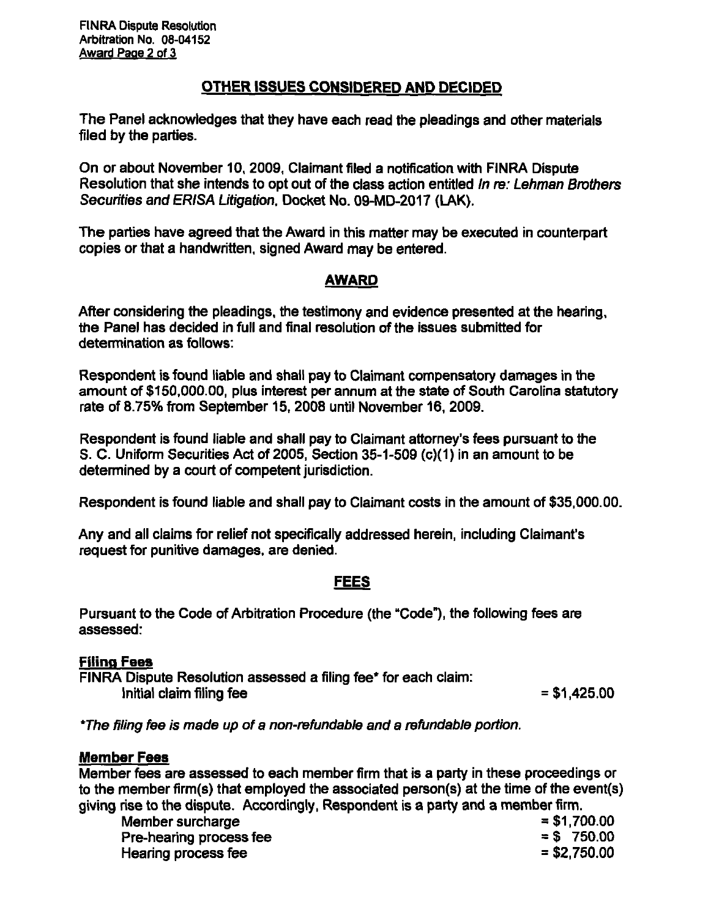## OTHER ISSUES CONSIDERED AND DECIDED

The Panel acknowledges that they have each read the pleadings and other materials filed by the parties.

On or about November 10, 2009, Claimant filed a notification with FINRA Dispute Resolution that she intends to opt out of the class action entitled *In re: Lehman Brothers Securities and ERISA Litigation*, Docket No. 09-MD-2017 (LAK).

The parties have agreed that the Award in this matter may be executed in counterpart copies or that a handwritten, signed Award may be entered.

## AWARD

After considering the pleadings, the testimony and evidence presented at the hearing, the Panel has decided in full and final resolution of the issues submitted for determination as follows:

Respondent is found liable and shall pay to Claimant compensatory damages in the amount of $150,000.00, plus interest per annum at the state of South Carolina statutory rate of 8.75% from September 15, 2008 until November 16, 2009.

Respondent is found liable and shall pay to Claimant attorney's fees pursuant to the S. C. Uniform Securities Act of 2005, Section 35-1-509 (c)(1) in an amount to be determined by a court of competent jurisdiction.

Respondent is found liable and shall pay to Claimant costs in the amount of $35,000.00.

Any and all claims for relief not specifically addressed herein, including Claimant's request for punitive damages, are denied.

## FEES

Pursuant to the Code of Arbitration Procedure (the "Code"), the following fees are assessed:

**Filing Fees**

FINRA Dispute Resolution assessed a filing fee* for each claim:

| | |
|---|---|
| Initial claim filing fee | = $1,425.00 |

*\*The filing fee is made up of a non-refundable and a refundable portion.*

**Member Fees**

Member fees are assessed to each member firm that is a party in these proceedings or to the member firm(s) that employed the associated person(s) at the time of the event(s) giving rise to the dispute. Accordingly, Respondent is a party and a member firm.

| | |
|---|---|
| Member surcharge | = $1,700.00 |
| Pre-hearing process fee | = $ 750.00 |
| Hearing process fee | = $2,750.00 |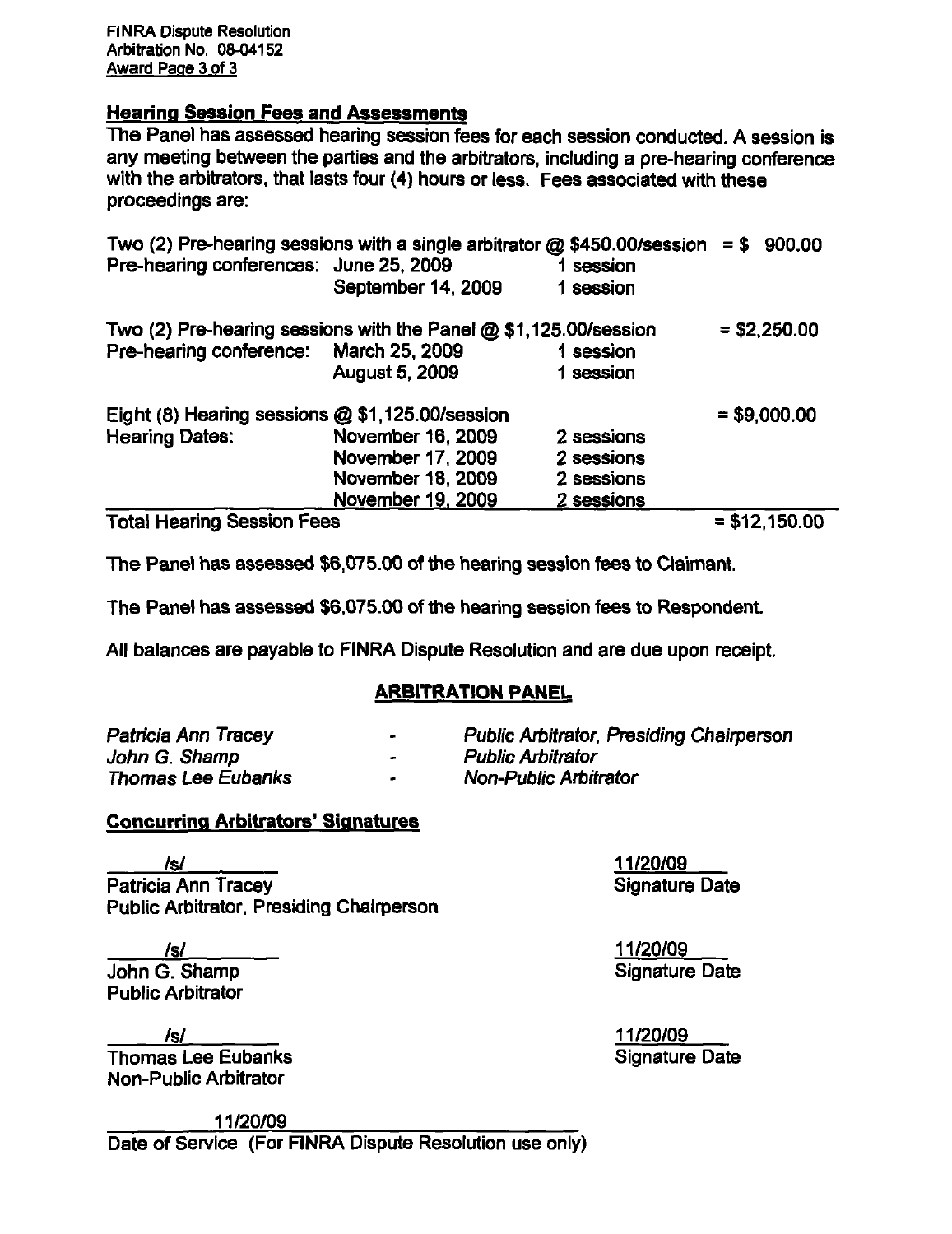## Hearing Session Fees and Assessments

The Panel has assessed hearing session fees for each session conducted. A session is any meeting between the parties and the arbitrators, including a pre-hearing conference with the arbitrators, that lasts four (4) hours or less. Fees associated with these proceedings are:

| | | | |
|---|---|---|---|
| Two (2) Pre-hearing sessions with a single arbitrator @ $450.00/session | | | = $ 900.00 |
| Pre-hearing conferences: | June 25, 2009 | 1 session | |
| | September 14, 2009 | 1 session | |
| Two (2) Pre-hearing sessions with the Panel @ $1,125.00/session | | | = $2,250.00 |
| Pre-hearing conference: | March 25, 2009 | 1 session | |
| | August 5, 2009 | 1 session | |
| Eight (8) Hearing sessions @ $1,125.00/session | | | = $9,000.00 |
| Hearing Dates: | November 16, 2009 | 2 sessions | |
| | November 17, 2009 | 2 sessions | |
| | November 18, 2009 | 2 sessions | |
| | November 19, 2009 | 2 sessions | |
| Total Hearing Session Fees | | | = $12,150.00 |

The Panel has assessed $6,075.00 of the hearing session fees to Claimant.

The Panel has assessed $6,075.00 of the hearing session fees to Respondent.

All balances are payable to FINRA Dispute Resolution and are due upon receipt.

## ARBITRATION PANEL

| | | |
|---|---|---|
| *Patricia Ann Tracey* | - | *Public Arbitrator, Presiding Chairperson* |
| *John G. Shamp* | - | *Public Arbitrator* |
| *Thomas Lee Eubanks* | - | *Non-Public Arbitrator* |

### Concurring Arbitrators' Signatures

/s/
Patricia Ann Tracey
Public Arbitrator, Presiding Chairperson

11/20/09
Signature Date

/s/
John G. Shamp
Public Arbitrator

11/20/09
Signature Date

/s/
Thomas Lee Eubanks
Non-Public Arbitrator

11/20/09
Signature Date

11/20/09
Date of Service (For FINRA Dispute Resolution use only)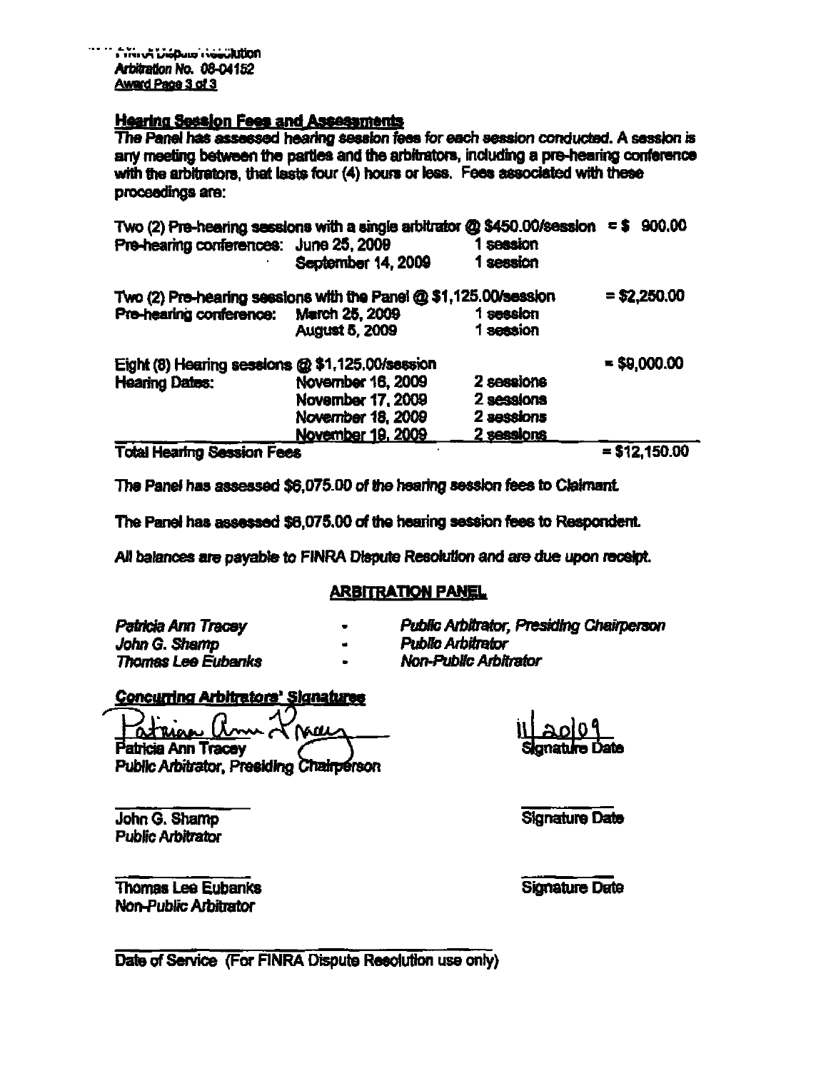FINRA Dispute Resolution
Arbitration No. 08-04152
Award Page 3 of 3

## Hearing Session Fees and Assessments

The Panel has assessed hearing session fees for each session conducted. A session is any meeting between the parties and the arbitrators, including a pre-hearing conference with the arbitrators, that lasts four (4) hours or less. Fees associated with these proceedings are:

| | | | |
|---|---|---|---|
| Two (2) Pre-hearing sessions with a single arbitrator @ $450.00/session | | | = $ 900.00 |
| Pre-hearing conferences: | June 25, 2009 | 1 session | |
| | September 14, 2009 | 1 session | |
| Two (2) Pre-hearing sessions with the Panel @ $1,125.00/session | | | = $2,250.00 |
| Pre-hearing conference: | March 25, 2009 | 1 session | |
| | August 5, 2009 | 1 session | |
| Eight (8) Hearing sessions @ $1,125.00/session | | | = $9,000.00 |
| Hearing Dates: | November 16, 2009 | 2 sessions | |
| | November 17, 2009 | 2 sessions | |
| | November 18, 2009 | 2 sessions | |
| | November 19, 2009 | 2 sessions | |
| **Total Hearing Session Fees** | | | = $12,150.00 |

The Panel has assessed $6,075.00 of the hearing session fees to Claimant.

The Panel has assessed $6,075.00 of the hearing session fees to Respondent.

All balances are payable to FINRA Dispute Resolution and are due upon receipt.

## ARBITRATION PANEL

| | | |
|---|---|---|
| *Patricia Ann Tracey* | - | *Public Arbitrator, Presiding Chairperson* |
| *John G. Shamp* | - | *Public Arbitrator* |
| *Thomas Lee Eubanks* | - | *Non-Public Arbitrator* |

**Concurring Arbitrators' Signatures**

Patricia Ann Tracey
Patricia Ann Tracey
Public Arbitrator, Presiding Chairperson

11/20/09
Signature Date

\_\_\_\_\_\_\_\_\_\_\_\_\_\_\_\_
John G. Shamp
Public Arbitrator

\_\_\_\_\_\_\_\_\_\_\_\_
Signature Date

\_\_\_\_\_\_\_\_\_\_\_\_\_\_\_\_
Thomas Lee Eubanks
Non-Public Arbitrator

\_\_\_\_\_\_\_\_\_\_\_\_
Signature Date

\_\_\_\_\_\_\_\_\_\_\_\_\_\_\_\_\_\_\_\_\_\_\_\_\_\_\_\_
Date of Service (For FINRA Dispute Resolution use only)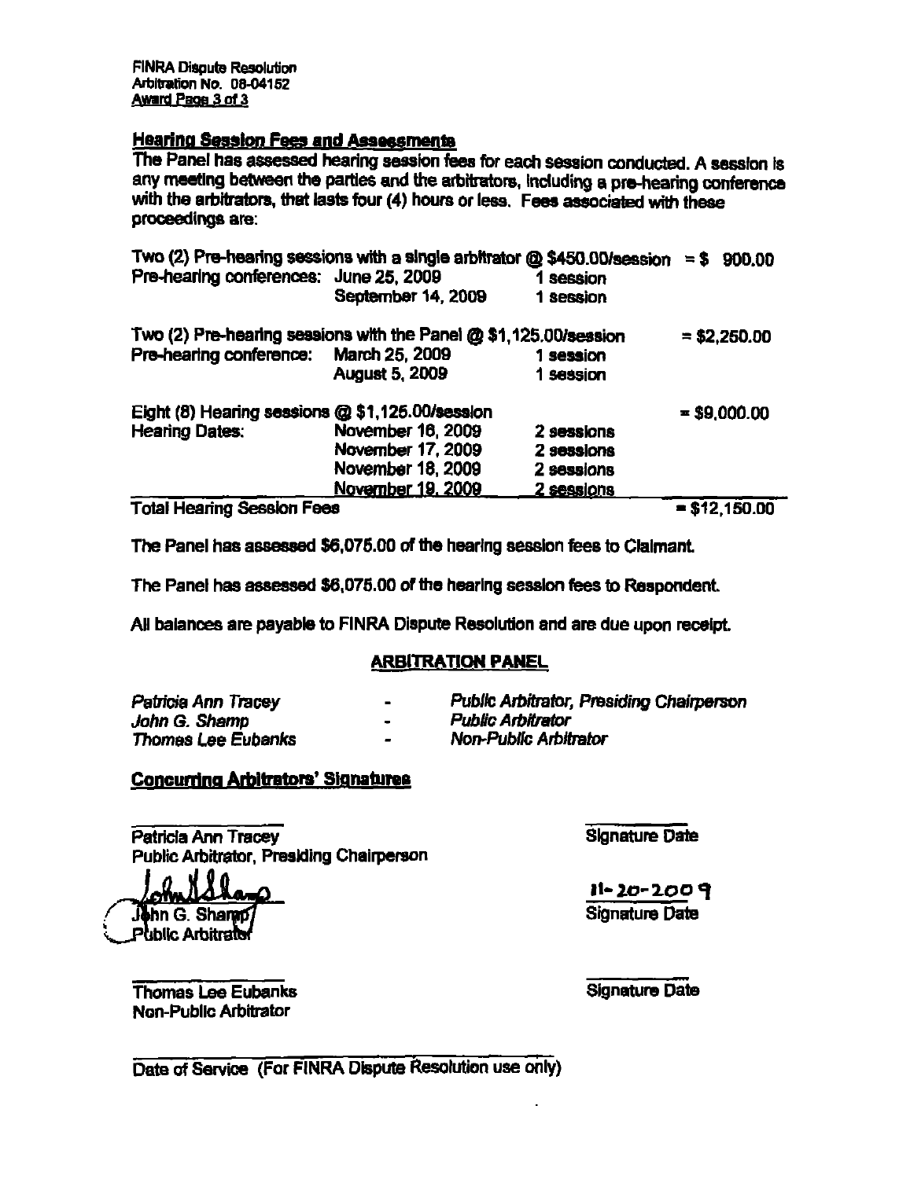## Hearing Session Fees and Assessments

The Panel has assessed hearing session fees for each session conducted. A session is any meeting between the parties and the arbitrators, including a pre-hearing conference with the arbitrators, that lasts four (4) hours or less. Fees associated with these proceedings are:

| | | | |
|---|---|---|---|
| Two (2) Pre-hearing sessions with a single arbitrator @ $450.00/session | | | = $ 900.00 |
| Pre-hearing conferences: | June 25, 2009 | 1 session | |
| | September 14, 2009 | 1 session | |
| Two (2) Pre-hearing sessions with the Panel @ $1,125.00/session | | | = $2,250.00 |
| Pre-hearing conference: | March 25, 2009 | 1 session | |
| | August 5, 2009 | 1 session | |
| Eight (8) Hearing sessions @ $1,125.00/session | | | = $9,000.00 |
| Hearing Dates: | November 16, 2009 | 2 sessions | |
| | November 17, 2009 | 2 sessions | |
| | November 18, 2009 | 2 sessions | |
| | November 19, 2009 | 2 sessions | |
| **Total Hearing Session Fees** | | | = $12,150.00 |

The Panel has assessed $6,075.00 of the hearing session fees to Claimant.

The Panel has assessed $6,075.00 of the hearing session fees to Respondent.

All balances are payable to FINRA Dispute Resolution and are due upon receipt.

## ARBITRATION PANEL

| | | |
|---|---|---|
| *Patricia Ann Tracey* | - | *Public Arbitrator, Presiding Chairperson* |
| *John G. Shamp* | - | *Public Arbitrator* |
| *Thomas Lee Eubanks* | - | *Non-Public Arbitrator* |

## Concurring Arbitrators' Signatures

_______________________
Patricia Ann Tracey
Public Arbitrator, Presiding Chairperson

_______________
Signature Date

John G. Shamp (signed)
John G. Shamp
Public Arbitrator

11-20-2009
Signature Date

_______________________
Thomas Lee Eubanks
Non-Public Arbitrator

_______________
Signature Date

_______________________
Date of Service (For FINRA Dispute Resolution use only)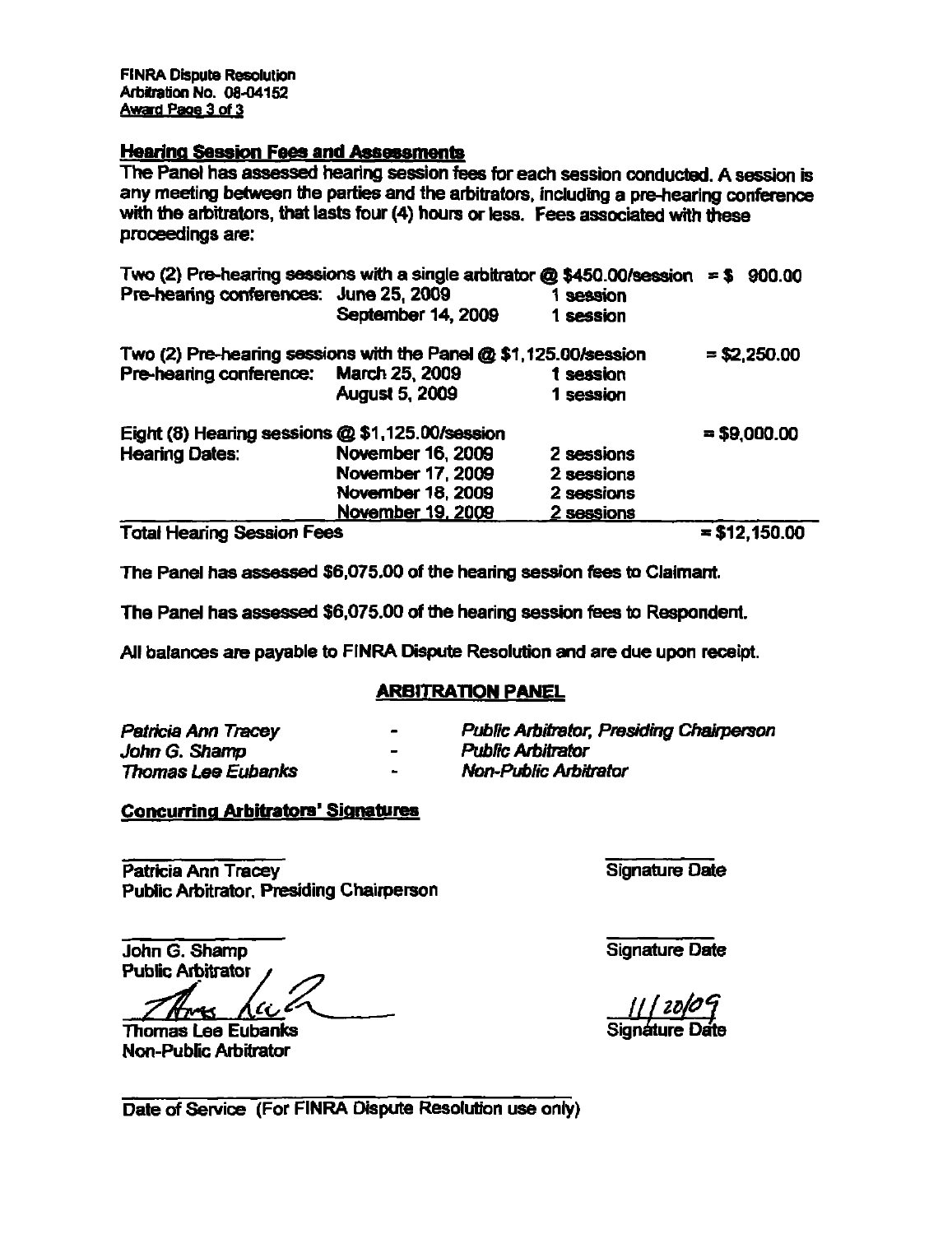FINRA Dispute Resolution
Arbitration No. 08-04152
Award Page 3 of 3

**Hearing Session Fees and Assessments**

The Panel has assessed hearing session fees for each session conducted. A session is any meeting between the parties and the arbitrators, including a pre-hearing conference with the arbitrators, that lasts four (4) hours or less. Fees associated with these proceedings are:

| | | | |
|---|---|---|---|
| Two (2) Pre-hearing sessions with a single arbitrator @ $450.00/session | | | = $ 900.00 |
| Pre-hearing conferences: | June 25, 2009 | 1 session | |
| | September 14, 2009 | 1 session | |
| Two (2) Pre-hearing sessions with the Panel @ $1,125.00/session | | | = $2,250.00 |
| Pre-hearing conference: | March 25, 2009 | 1 session | |
| | August 5, 2009 | 1 session | |
| Eight (8) Hearing sessions @ $1,125.00/session | | | = $9,000.00 |
| Hearing Dates: | November 16, 2009 | 2 sessions | |
| | November 17, 2009 | 2 sessions | |
| | November 18, 2009 | 2 sessions | |
| | November 19, 2009 | 2 sessions | |
| Total Hearing Session Fees | | | = $12,150.00 |

The Panel has assessed $6,075.00 of the hearing session fees to Claimant.

The Panel has assessed $6,075.00 of the hearing session fees to Respondent.

All balances are payable to FINRA Dispute Resolution and are due upon receipt.

**ARBITRATION PANEL**

| | | |
|---|---|---|
| *Patricia Ann Tracey* | - | *Public Arbitrator, Presiding Chairperson* |
| *John G. Shamp* | - | *Public Arbitrator* |
| *Thomas Lee Eubanks* | - | *Non-Public Arbitrator* |

**Concurring Arbitrators' Signatures**

______________
Patricia Ann Tracey
Public Arbitrator, Presiding Chairperson

______________
Signature Date

______________
John G. Shamp
Public Arbitrator

______________
Signature Date

Thomas Lee Eubanks (signature)
Thomas Lee Eubanks
Non-Public Arbitrator

11/20/09
Signature Date

______________________________
Date of Service (For FINRA Dispute Resolution use only)